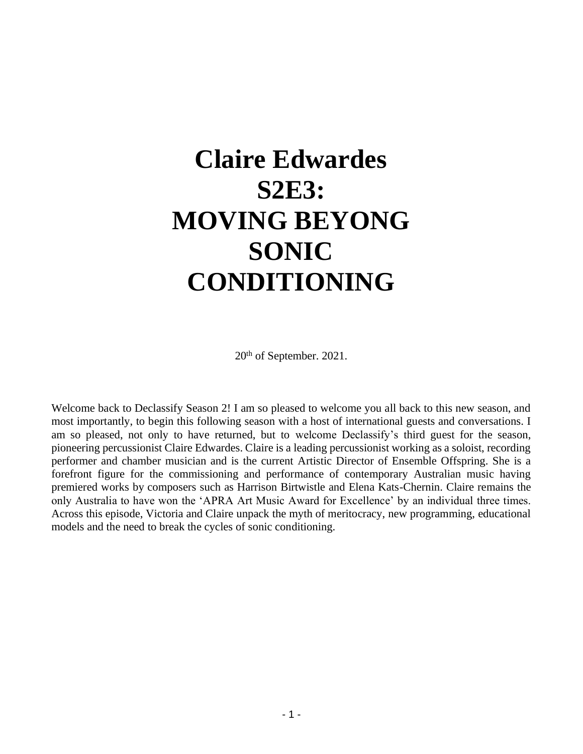# Claire Edwardes
# S2E3:
# MOVING BEYONG SONIC CONDITIONING

20th of September. 2021.

Welcome back to Declassify Season 2! I am so pleased to welcome you all back to this new season, and most importantly, to begin this following season with a host of international guests and conversations. I am so pleased, not only to have returned, but to welcome Declassify's third guest for the season, pioneering percussionist Claire Edwardes. Claire is a leading percussionist working as a soloist, recording performer and chamber musician and is the current Artistic Director of Ensemble Offspring. She is a forefront figure for the commissioning and performance of contemporary Australian music having premiered works by composers such as Harrison Birtwistle and Elena Kats-Chernin. Claire remains the only Australia to have won the 'APRA Art Music Award for Excellence' by an individual three times. Across this episode, Victoria and Claire unpack the myth of meritocracy, new programming, educational models and the need to break the cycles of sonic conditioning.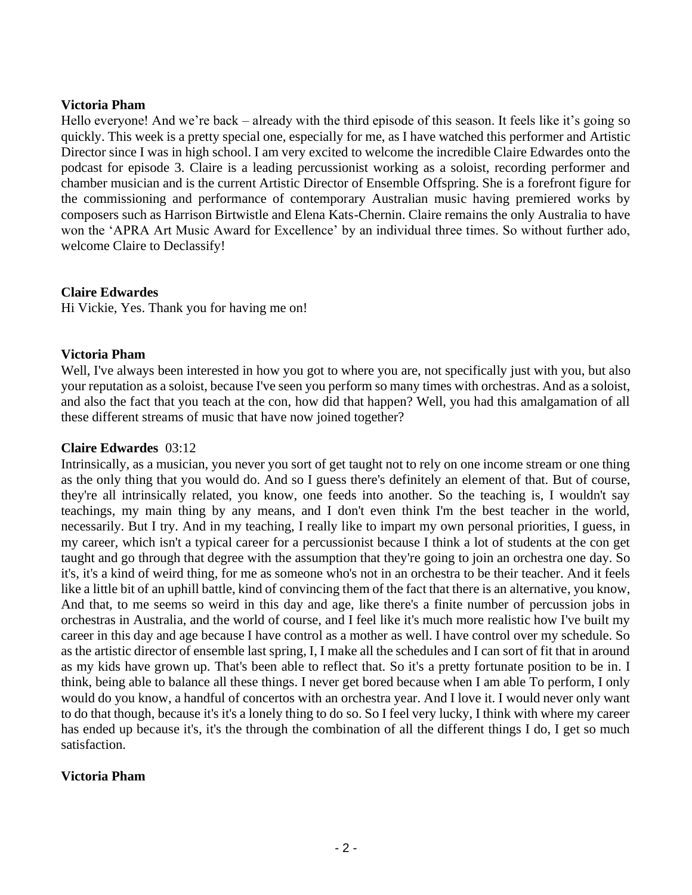**Victoria Pham**

Hello everyone! And we're back – already with the third episode of this season. It feels like it's going so quickly. This week is a pretty special one, especially for me, as I have watched this performer and Artistic Director since I was in high school. I am very excited to welcome the incredible Claire Edwardes onto the podcast for episode 3. Claire is a leading percussionist working as a soloist, recording performer and chamber musician and is the current Artistic Director of Ensemble Offspring. She is a forefront figure for the commissioning and performance of contemporary Australian music having premiered works by composers such as Harrison Birtwistle and Elena Kats-Chernin. Claire remains the only Australia to have won the 'APRA Art Music Award for Excellence' by an individual three times. So without further ado, welcome Claire to Declassify!

**Claire Edwardes**

Hi Vickie, Yes. Thank you for having me on!

**Victoria Pham**

Well, I've always been interested in how you got to where you are, not specifically just with you, but also your reputation as a soloist, because I've seen you perform so many times with orchestras. And as a soloist, and also the fact that you teach at the con, how did that happen? Well, you had this amalgamation of all these different streams of music that have now joined together?

**Claire Edwardes** 03:12

Intrinsically, as a musician, you never you sort of get taught not to rely on one income stream or one thing as the only thing that you would do. And so I guess there's definitely an element of that. But of course, they're all intrinsically related, you know, one feeds into another. So the teaching is, I wouldn't say teachings, my main thing by any means, and I don't even think I'm the best teacher in the world, necessarily. But I try. And in my teaching, I really like to impart my own personal priorities, I guess, in my career, which isn't a typical career for a percussionist because I think a lot of students at the con get taught and go through that degree with the assumption that they're going to join an orchestra one day. So it's, it's a kind of weird thing, for me as someone who's not in an orchestra to be their teacher. And it feels like a little bit of an uphill battle, kind of convincing them of the fact that there is an alternative, you know, And that, to me seems so weird in this day and age, like there's a finite number of percussion jobs in orchestras in Australia, and the world of course, and I feel like it's much more realistic how I've built my career in this day and age because I have control as a mother as well. I have control over my schedule. So as the artistic director of ensemble last spring, I, I make all the schedules and I can sort of fit that in around as my kids have grown up. That's been able to reflect that. So it's a pretty fortunate position to be in. I think, being able to balance all these things. I never get bored because when I am able To perform, I only would do you know, a handful of concertos with an orchestra year. And I love it. I would never only want to do that though, because it's it's a lonely thing to do so. So I feel very lucky, I think with where my career has ended up because it's, it's the through the combination of all the different things I do, I get so much satisfaction.

**Victoria Pham**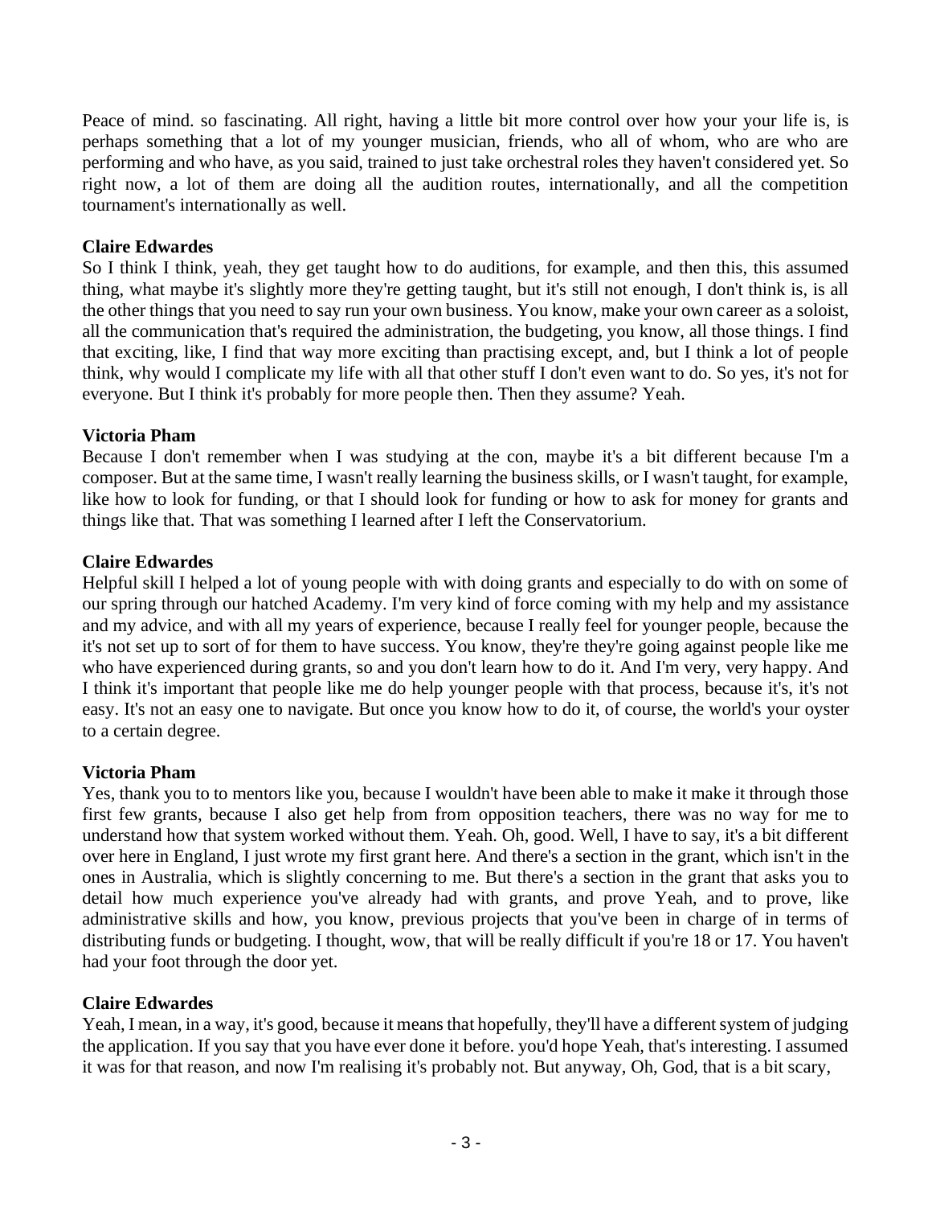Peace of mind. so fascinating. All right, having a little bit more control over how your your life is, is perhaps something that a lot of my younger musician, friends, who all of whom, who are who are performing and who have, as you said, trained to just take orchestral roles they haven't considered yet. So right now, a lot of them are doing all the audition routes, internationally, and all the competition tournament's internationally as well.

**Claire Edwardes**
So I think I think, yeah, they get taught how to do auditions, for example, and then this, this assumed thing, what maybe it's slightly more they're getting taught, but it's still not enough, I don't think is, is all the other things that you need to say run your own business. You know, make your own career as a soloist, all the communication that's required the administration, the budgeting, you know, all those things. I find that exciting, like, I find that way more exciting than practising except, and, but I think a lot of people think, why would I complicate my life with all that other stuff I don't even want to do. So yes, it's not for everyone. But I think it's probably for more people then. Then they assume? Yeah.

**Victoria Pham**
Because I don't remember when I was studying at the con, maybe it's a bit different because I'm a composer. But at the same time, I wasn't really learning the business skills, or I wasn't taught, for example, like how to look for funding, or that I should look for funding or how to ask for money for grants and things like that. That was something I learned after I left the Conservatorium.

**Claire Edwardes**
Helpful skill I helped a lot of young people with with doing grants and especially to do with on some of our spring through our hatched Academy. I'm very kind of force coming with my help and my assistance and my advice, and with all my years of experience, because I really feel for younger people, because the it's not set up to sort of for them to have success. You know, they're they're going against people like me who have experienced during grants, so and you don't learn how to do it. And I'm very, very happy. And I think it's important that people like me do help younger people with that process, because it's, it's not easy. It's not an easy one to navigate. But once you know how to do it, of course, the world's your oyster to a certain degree.

**Victoria Pham**
Yes, thank you to to mentors like you, because I wouldn't have been able to make it make it through those first few grants, because I also get help from from opposition teachers, there was no way for me to understand how that system worked without them. Yeah. Oh, good. Well, I have to say, it's a bit different over here in England, I just wrote my first grant here. And there's a section in the grant, which isn't in the ones in Australia, which is slightly concerning to me. But there's a section in the grant that asks you to detail how much experience you've already had with grants, and prove Yeah, and to prove, like administrative skills and how, you know, previous projects that you've been in charge of in terms of distributing funds or budgeting. I thought, wow, that will be really difficult if you're 18 or 17. You haven't had your foot through the door yet.

**Claire Edwardes**
Yeah, I mean, in a way, it's good, because it means that hopefully, they'll have a different system of judging the application. If you say that you have ever done it before. you'd hope Yeah, that's interesting. I assumed it was for that reason, and now I'm realising it's probably not. But anyway, Oh, God, that is a bit scary,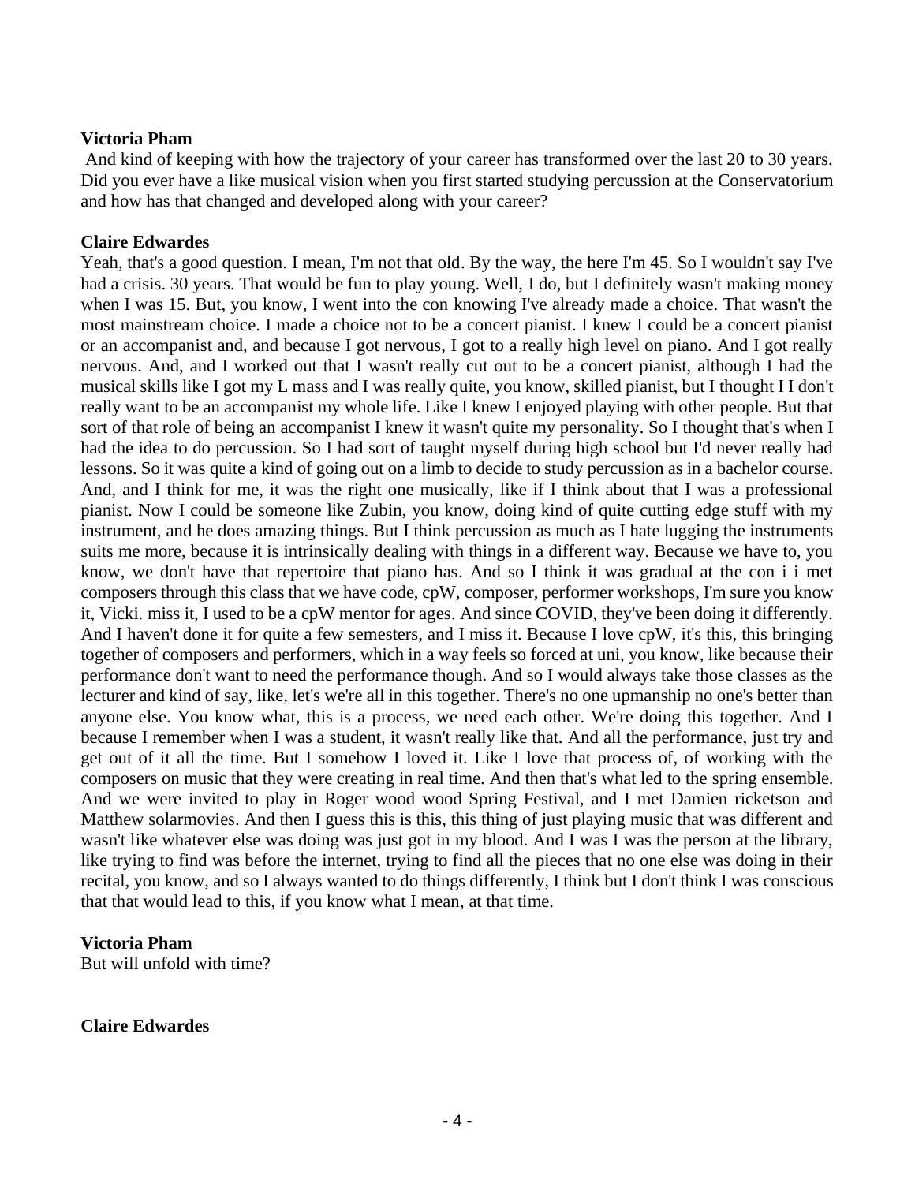**Victoria Pham**
And kind of keeping with how the trajectory of your career has transformed over the last 20 to 30 years. Did you ever have a like musical vision when you first started studying percussion at the Conservatorium and how has that changed and developed along with your career?

**Claire Edwardes**
Yeah, that's a good question. I mean, I'm not that old. By the way, the here I'm 45. So I wouldn't say I've had a crisis. 30 years. That would be fun to play young. Well, I do, but I definitely wasn't making money when I was 15. But, you know, I went into the con knowing I've already made a choice. That wasn't the most mainstream choice. I made a choice not to be a concert pianist. I knew I could be a concert pianist or an accompanist and, and because I got nervous, I got to a really high level on piano. And I got really nervous. And, and I worked out that I wasn't really cut out to be a concert pianist, although I had the musical skills like I got my L mass and I was really quite, you know, skilled pianist, but I thought I I don't really want to be an accompanist my whole life. Like I knew I enjoyed playing with other people. But that sort of that role of being an accompanist I knew it wasn't quite my personality. So I thought that's when I had the idea to do percussion. So I had sort of taught myself during high school but I'd never really had lessons. So it was quite a kind of going out on a limb to decide to study percussion as in a bachelor course. And, and I think for me, it was the right one musically, like if I think about that I was a professional pianist. Now I could be someone like Zubin, you know, doing kind of quite cutting edge stuff with my instrument, and he does amazing things. But I think percussion as much as I hate lugging the instruments suits me more, because it is intrinsically dealing with things in a different way. Because we have to, you know, we don't have that repertoire that piano has. And so I think it was gradual at the con i i met composers through this class that we have code, cpW, composer, performer workshops, I'm sure you know it, Vicki. miss it, I used to be a cpW mentor for ages. And since COVID, they've been doing it differently. And I haven't done it for quite a few semesters, and I miss it. Because I love cpW, it's this, this bringing together of composers and performers, which in a way feels so forced at uni, you know, like because their performance don't want to need the performance though. And so I would always take those classes as the lecturer and kind of say, like, let's we're all in this together. There's no one upmanship no one's better than anyone else. You know what, this is a process, we need each other. We're doing this together. And I because I remember when I was a student, it wasn't really like that. And all the performance, just try and get out of it all the time. But I somehow I loved it. Like I love that process of, of working with the composers on music that they were creating in real time. And then that's what led to the spring ensemble. And we were invited to play in Roger wood wood Spring Festival, and I met Damien ricketson and Matthew solarmovies. And then I guess this is this, this thing of just playing music that was different and wasn't like whatever else was doing was just got in my blood. And I was I was the person at the library, like trying to find was before the internet, trying to find all the pieces that no one else was doing in their recital, you know, and so I always wanted to do things differently, I think but I don't think I was conscious that that would lead to this, if you know what I mean, at that time.

**Victoria Pham**
But will unfold with time?

**Claire Edwardes**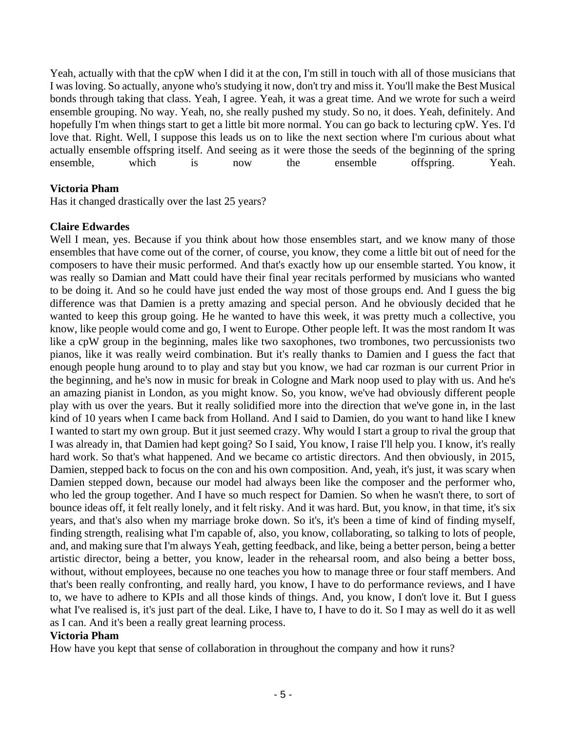Yeah, actually with that the cpW when I did it at the con, I'm still in touch with all of those musicians that I was loving. So actually, anyone who's studying it now, don't try and miss it. You'll make the Best Musical bonds through taking that class. Yeah, I agree. Yeah, it was a great time. And we wrote for such a weird ensemble grouping. No way. Yeah, no, she really pushed my study. So no, it does. Yeah, definitely. And hopefully I'm when things start to get a little bit more normal. You can go back to lecturing cpW. Yes. I'd love that. Right. Well, I suppose this leads us on to like the next section where I'm curious about what actually ensemble offspring itself. And seeing as it were those the seeds of the beginning of the spring ensemble, which is now the ensemble offspring. Yeah.

**Victoria Pham**
Has it changed drastically over the last 25 years?

**Claire Edwardes**
Well I mean, yes. Because if you think about how those ensembles start, and we know many of those ensembles that have come out of the corner, of course, you know, they come a little bit out of need for the composers to have their music performed. And that's exactly how up our ensemble started. You know, it was really so Damian and Matt could have their final year recitals performed by musicians who wanted to be doing it. And so he could have just ended the way most of those groups end. And I guess the big difference was that Damien is a pretty amazing and special person. And he obviously decided that he wanted to keep this group going. He he wanted to have this week, it was pretty much a collective, you know, like people would come and go, I went to Europe. Other people left. It was the most random It was like a cpW group in the beginning, males like two saxophones, two trombones, two percussionists two pianos, like it was really weird combination. But it's really thanks to Damien and I guess the fact that enough people hung around to to play and stay but you know, we had car rozman is our current Prior in the beginning, and he's now in music for break in Cologne and Mark noop used to play with us. And he's an amazing pianist in London, as you might know. So, you know, we've had obviously different people play with us over the years. But it really solidified more into the direction that we've gone in, in the last kind of 10 years when I came back from Holland. And I said to Damien, do you want to hand like I knew I wanted to start my own group. But it just seemed crazy. Why would I start a group to rival the group that I was already in, that Damien had kept going? So I said, You know, I raise I'll help you. I know, it's really hard work. So that's what happened. And we became co artistic directors. And then obviously, in 2015, Damien, stepped back to focus on the con and his own composition. And, yeah, it's just, it was scary when Damien stepped down, because our model had always been like the composer and the performer who, who led the group together. And I have so much respect for Damien. So when he wasn't there, to sort of bounce ideas off, it felt really lonely, and it felt risky. And it was hard. But, you know, in that time, it's six years, and that's also when my marriage broke down. So it's, it's been a time of kind of finding myself, finding strength, realising what I'm capable of, also, you know, collaborating, so talking to lots of people, and, and making sure that I'm always Yeah, getting feedback, and like, being a better person, being a better artistic director, being a better, you know, leader in the rehearsal room, and also being a better boss, without, without employees, because no one teaches you how to manage three or four staff members. And that's been really confronting, and really hard, you know, I have to do performance reviews, and I have to, we have to adhere to KPIs and all those kinds of things. And, you know, I don't love it. But I guess what I've realised is, it's just part of the deal. Like, I have to, I have to do it. So I may as well do it as well as I can. And it's been a really great learning process.

**Victoria Pham**
How have you kept that sense of collaboration in throughout the company and how it runs?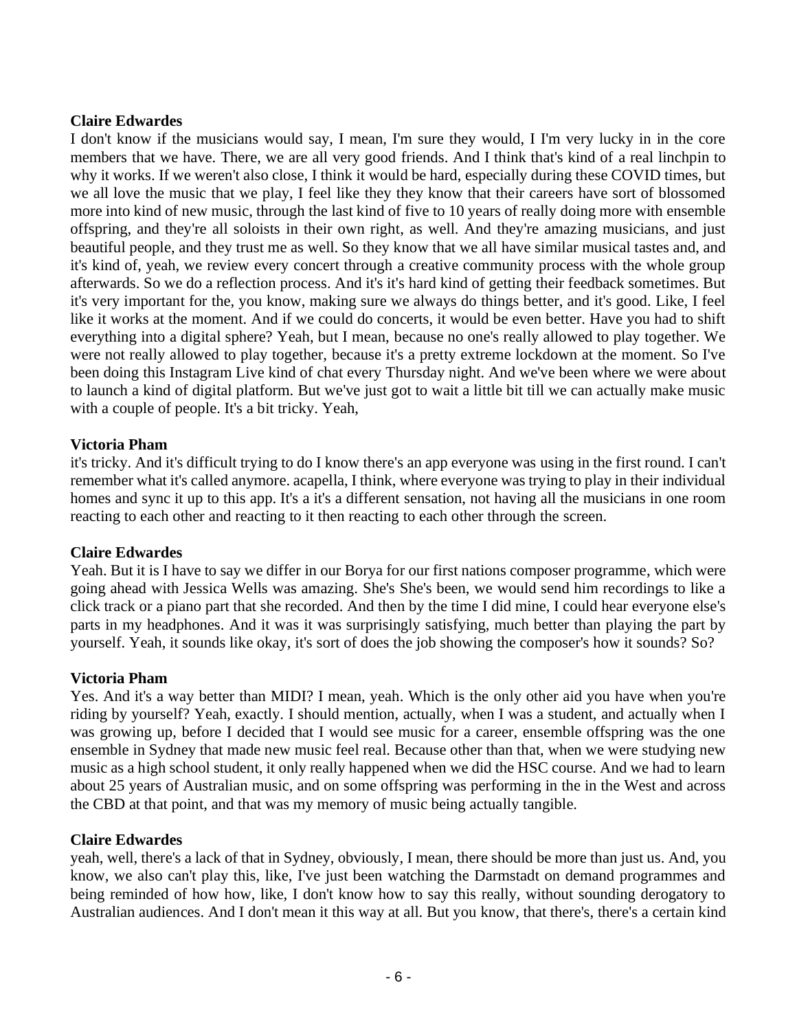**Claire Edwardes**

I don't know if the musicians would say, I mean, I'm sure they would, I I'm very lucky in in the core members that we have. There, we are all very good friends. And I think that's kind of a real linchpin to why it works. If we weren't also close, I think it would be hard, especially during these COVID times, but we all love the music that we play, I feel like they they know that their careers have sort of blossomed more into kind of new music, through the last kind of five to 10 years of really doing more with ensemble offspring, and they're all soloists in their own right, as well. And they're amazing musicians, and just beautiful people, and they trust me as well. So they know that we all have similar musical tastes and, and it's kind of, yeah, we review every concert through a creative community process with the whole group afterwards. So we do a reflection process. And it's it's hard kind of getting their feedback sometimes. But it's very important for the, you know, making sure we always do things better, and it's good. Like, I feel like it works at the moment. And if we could do concerts, it would be even better. Have you had to shift everything into a digital sphere? Yeah, but I mean, because no one's really allowed to play together. We were not really allowed to play together, because it's a pretty extreme lockdown at the moment. So I've been doing this Instagram Live kind of chat every Thursday night. And we've been where we were about to launch a kind of digital platform. But we've just got to wait a little bit till we can actually make music with a couple of people. It's a bit tricky. Yeah,

**Victoria Pham**

it's tricky. And it's difficult trying to do I know there's an app everyone was using in the first round. I can't remember what it's called anymore. acapella, I think, where everyone was trying to play in their individual homes and sync it up to this app. It's a it's a different sensation, not having all the musicians in one room reacting to each other and reacting to it then reacting to each other through the screen.

**Claire Edwardes**

Yeah. But it is I have to say we differ in our Borya for our first nations composer programme, which were going ahead with Jessica Wells was amazing. She's She's been, we would send him recordings to like a click track or a piano part that she recorded. And then by the time I did mine, I could hear everyone else's parts in my headphones. And it was it was surprisingly satisfying, much better than playing the part by yourself. Yeah, it sounds like okay, it's sort of does the job showing the composer's how it sounds? So?

**Victoria Pham**

Yes. And it's a way better than MIDI? I mean, yeah. Which is the only other aid you have when you're riding by yourself? Yeah, exactly. I should mention, actually, when I was a student, and actually when I was growing up, before I decided that I would see music for a career, ensemble offspring was the one ensemble in Sydney that made new music feel real. Because other than that, when we were studying new music as a high school student, it only really happened when we did the HSC course. And we had to learn about 25 years of Australian music, and on some offspring was performing in the in the West and across the CBD at that point, and that was my memory of music being actually tangible.

**Claire Edwardes**

yeah, well, there's a lack of that in Sydney, obviously, I mean, there should be more than just us. And, you know, we also can't play this, like, I've just been watching the Darmstadt on demand programmes and being reminded of how how, like, I don't know how to say this really, without sounding derogatory to Australian audiences. And I don't mean it this way at all. But you know, that there's, there's a certain kind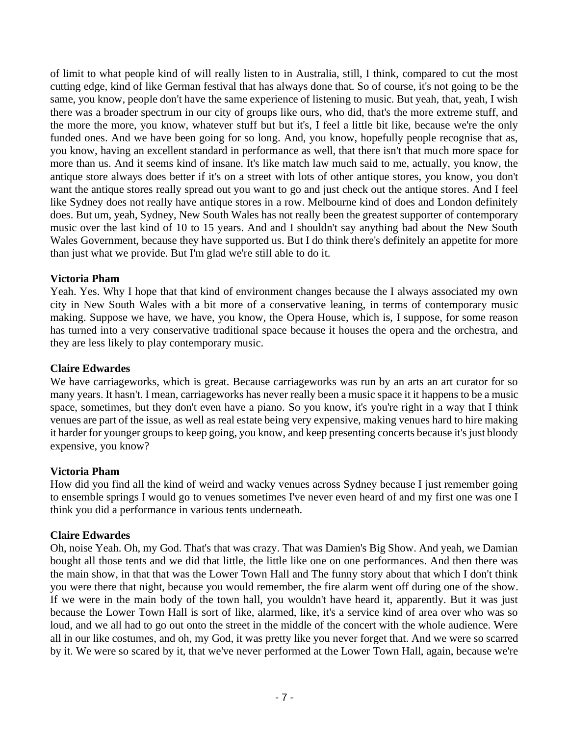of limit to what people kind of will really listen to in Australia, still, I think, compared to cut the most cutting edge, kind of like German festival that has always done that. So of course, it's not going to be the same, you know, people don't have the same experience of listening to music. But yeah, that, yeah, I wish there was a broader spectrum in our city of groups like ours, who did, that's the more extreme stuff, and the more the more, you know, whatever stuff but but it's, I feel a little bit like, because we're the only funded ones. And we have been going for so long. And, you know, hopefully people recognise that as, you know, having an excellent standard in performance as well, that there isn't that much more space for more than us. And it seems kind of insane. It's like match law much said to me, actually, you know, the antique store always does better if it's on a street with lots of other antique stores, you know, you don't want the antique stores really spread out you want to go and just check out the antique stores. And I feel like Sydney does not really have antique stores in a row. Melbourne kind of does and London definitely does. But um, yeah, Sydney, New South Wales has not really been the greatest supporter of contemporary music over the last kind of 10 to 15 years. And and I shouldn't say anything bad about the New South Wales Government, because they have supported us. But I do think there's definitely an appetite for more than just what we provide. But I'm glad we're still able to do it.

**Victoria Pham**
Yeah. Yes. Why I hope that that kind of environment changes because the I always associated my own city in New South Wales with a bit more of a conservative leaning, in terms of contemporary music making. Suppose we have, we have, you know, the Opera House, which is, I suppose, for some reason has turned into a very conservative traditional space because it houses the opera and the orchestra, and they are less likely to play contemporary music.

**Claire Edwardes**
We have carriageworks, which is great. Because carriageworks was run by an arts an art curator for so many years. It hasn't. I mean, carriageworks has never really been a music space it it happens to be a music space, sometimes, but they don't even have a piano. So you know, it's you're right in a way that I think venues are part of the issue, as well as real estate being very expensive, making venues hard to hire making it harder for younger groups to keep going, you know, and keep presenting concerts because it's just bloody expensive, you know?

**Victoria Pham**
How did you find all the kind of weird and wacky venues across Sydney because I just remember going to ensemble springs I would go to venues sometimes I've never even heard of and my first one was one I think you did a performance in various tents underneath.

**Claire Edwardes**
Oh, noise Yeah. Oh, my God. That's that was crazy. That was Damien's Big Show. And yeah, we Damian bought all those tents and we did that little, the little like one on one performances. And then there was the main show, in that that was the Lower Town Hall and The funny story about that which I don't think you were there that night, because you would remember, the fire alarm went off during one of the show. If we were in the main body of the town hall, you wouldn't have heard it, apparently. But it was just because the Lower Town Hall is sort of like, alarmed, like, it's a service kind of area over who was so loud, and we all had to go out onto the street in the middle of the concert with the whole audience. Were all in our like costumes, and oh, my God, it was pretty like you never forget that. And we were so scarred by it. We were so scared by it, that we've never performed at the Lower Town Hall, again, because we're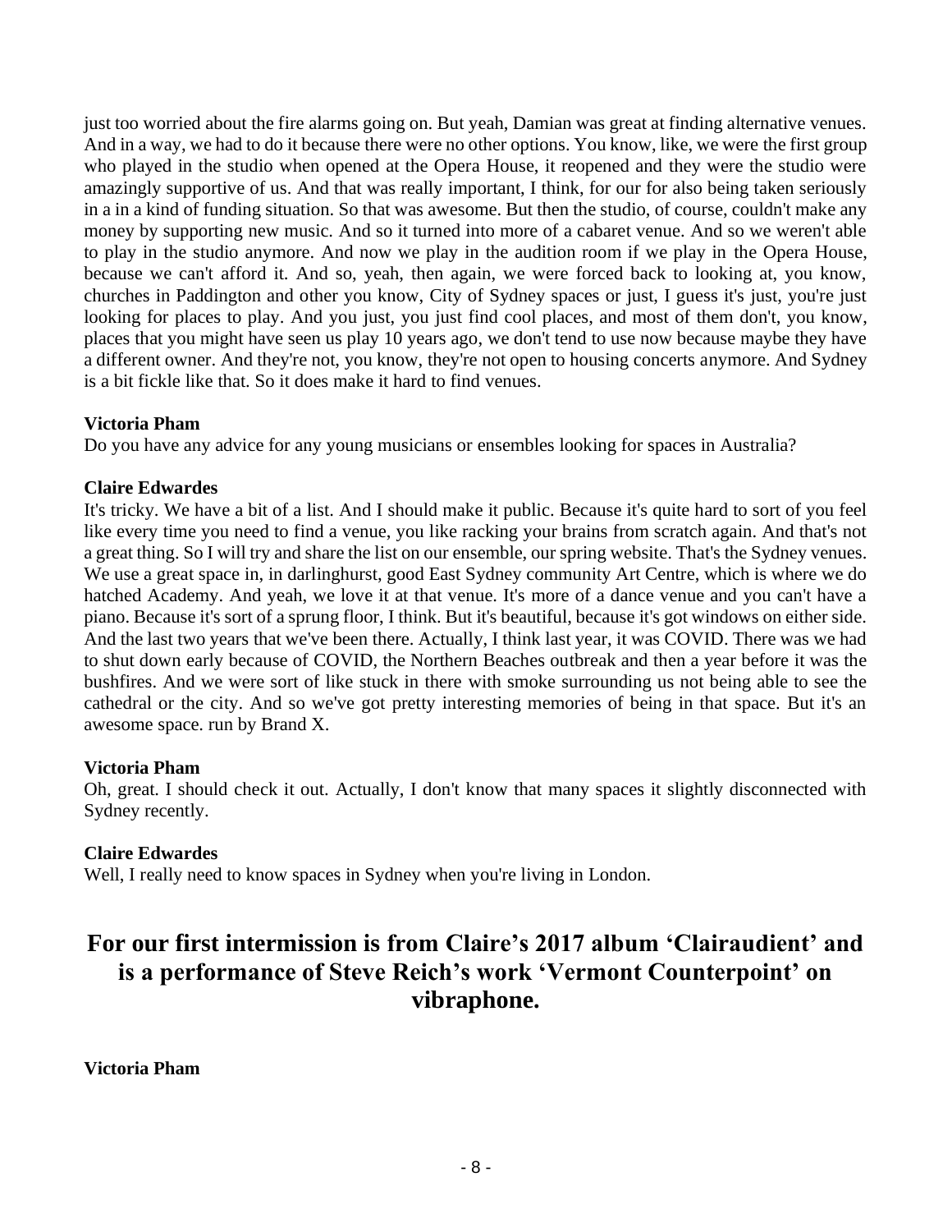just too worried about the fire alarms going on. But yeah, Damian was great at finding alternative venues. And in a way, we had to do it because there were no other options. You know, like, we were the first group who played in the studio when opened at the Opera House, it reopened and they were the studio were amazingly supportive of us. And that was really important, I think, for our for also being taken seriously in a in a kind of funding situation. So that was awesome. But then the studio, of course, couldn't make any money by supporting new music. And so it turned into more of a cabaret venue. And so we weren't able to play in the studio anymore. And now we play in the audition room if we play in the Opera House, because we can't afford it. And so, yeah, then again, we were forced back to looking at, you know, churches in Paddington and other you know, City of Sydney spaces or just, I guess it's just, you're just looking for places to play. And you just, you just find cool places, and most of them don't, you know, places that you might have seen us play 10 years ago, we don't tend to use now because maybe they have a different owner. And they're not, you know, they're not open to housing concerts anymore. And Sydney is a bit fickle like that. So it does make it hard to find venues.

**Victoria Pham**
Do you have any advice for any young musicians or ensembles looking for spaces in Australia?

**Claire Edwardes**
It's tricky. We have a bit of a list. And I should make it public. Because it's quite hard to sort of you feel like every time you need to find a venue, you like racking your brains from scratch again. And that's not a great thing. So I will try and share the list on our ensemble, our spring website. That's the Sydney venues. We use a great space in, in darlinghurst, good East Sydney community Art Centre, which is where we do hatched Academy. And yeah, we love it at that venue. It's more of a dance venue and you can't have a piano. Because it's sort of a sprung floor, I think. But it's beautiful, because it's got windows on either side. And the last two years that we've been there. Actually, I think last year, it was COVID. There was we had to shut down early because of COVID, the Northern Beaches outbreak and then a year before it was the bushfires. And we were sort of like stuck in there with smoke surrounding us not being able to see the cathedral or the city. And so we've got pretty interesting memories of being in that space. But it's an awesome space. run by Brand X.

**Victoria Pham**
Oh, great. I should check it out. Actually, I don't know that many spaces it slightly disconnected with Sydney recently.

**Claire Edwardes**
Well, I really need to know spaces in Sydney when you're living in London.

## For our first intermission is from Claire's 2017 album 'Clairaudient' and is a performance of Steve Reich's work 'Vermont Counterpoint' on vibraphone.

**Victoria Pham**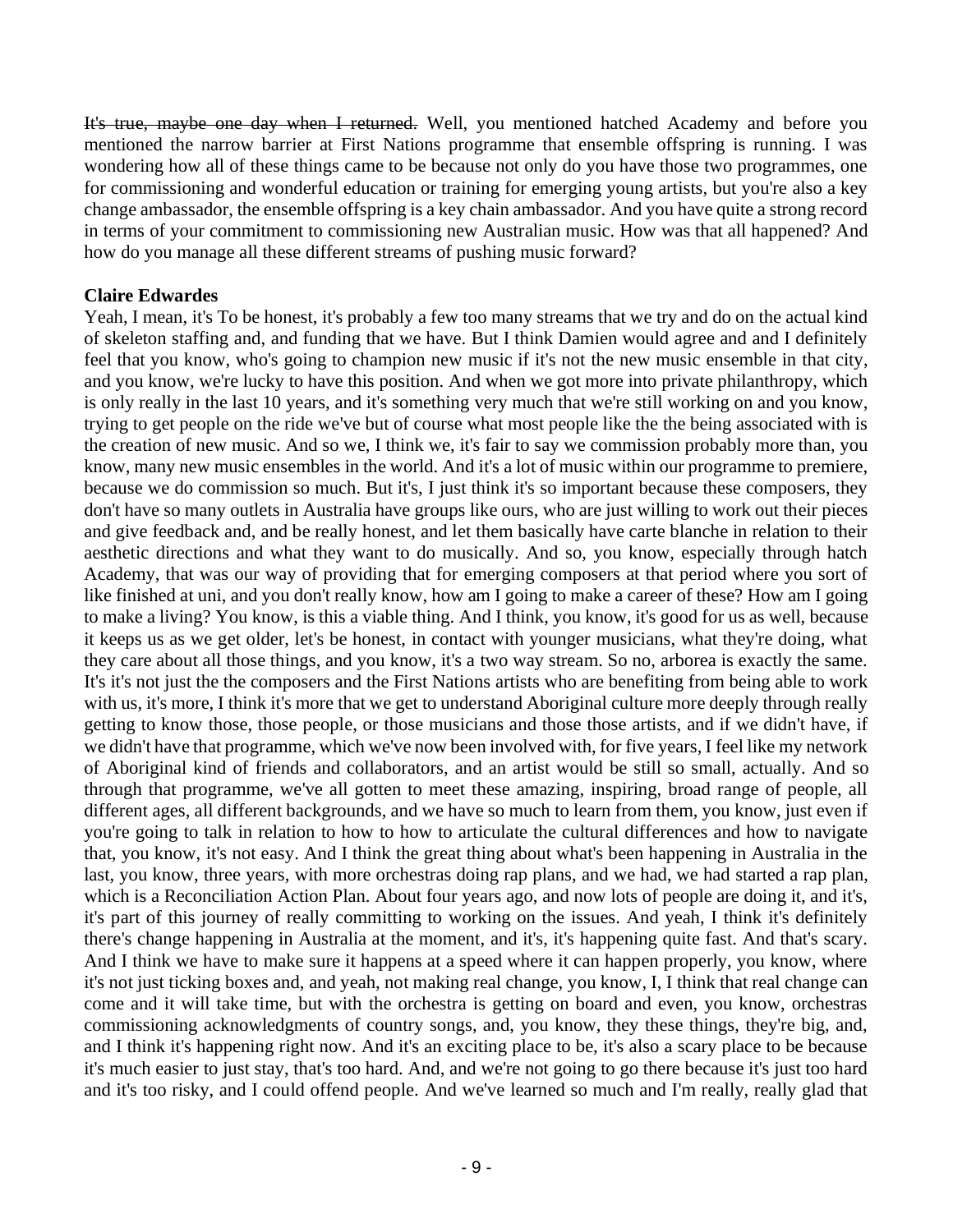~~It's true, maybe one day when I returned.~~ Well, you mentioned hatched Academy and before you mentioned the narrow barrier at First Nations programme that ensemble offspring is running. I was wondering how all of these things came to be because not only do you have those two programmes, one for commissioning and wonderful education or training for emerging young artists, but you're also a key change ambassador, the ensemble offspring is a key chain ambassador. And you have quite a strong record in terms of your commitment to commissioning new Australian music. How was that all happened? And how do you manage all these different streams of pushing music forward?

**Claire Edwardes**

Yeah, I mean, it's To be honest, it's probably a few too many streams that we try and do on the actual kind of skeleton staffing and, and funding that we have. But I think Damien would agree and and I definitely feel that you know, who's going to champion new music if it's not the new music ensemble in that city, and you know, we're lucky to have this position. And when we got more into private philanthropy, which is only really in the last 10 years, and it's something very much that we're still working on and you know, trying to get people on the ride we've but of course what most people like the the being associated with is the creation of new music. And so we, I think we, it's fair to say we commission probably more than, you know, many new music ensembles in the world. And it's a lot of music within our programme to premiere, because we do commission so much. But it's, I just think it's so important because these composers, they don't have so many outlets in Australia have groups like ours, who are just willing to work out their pieces and give feedback and, and be really honest, and let them basically have carte blanche in relation to their aesthetic directions and what they want to do musically. And so, you know, especially through hatch Academy, that was our way of providing that for emerging composers at that period where you sort of like finished at uni, and you don't really know, how am I going to make a career of these? How am I going to make a living? You know, is this a viable thing. And I think, you know, it's good for us as well, because it keeps us as we get older, let's be honest, in contact with younger musicians, what they're doing, what they care about all those things, and you know, it's a two way stream. So no, arborea is exactly the same. It's it's not just the the composers and the First Nations artists who are benefiting from being able to work with us, it's more, I think it's more that we get to understand Aboriginal culture more deeply through really getting to know those, those people, or those musicians and those those artists, and if we didn't have, if we didn't have that programme, which we've now been involved with, for five years, I feel like my network of Aboriginal kind of friends and collaborators, and an artist would be still so small, actually. And so through that programme, we've all gotten to meet these amazing, inspiring, broad range of people, all different ages, all different backgrounds, and we have so much to learn from them, you know, just even if you're going to talk in relation to how to how to articulate the cultural differences and how to navigate that, you know, it's not easy. And I think the great thing about what's been happening in Australia in the last, you know, three years, with more orchestras doing rap plans, and we had, we had started a rap plan, which is a Reconciliation Action Plan. About four years ago, and now lots of people are doing it, and it's, it's part of this journey of really committing to working on the issues. And yeah, I think it's definitely there's change happening in Australia at the moment, and it's, it's happening quite fast. And that's scary. And I think we have to make sure it happens at a speed where it can happen properly, you know, where it's not just ticking boxes and, and yeah, not making real change, you know, I, I think that real change can come and it will take time, but with the orchestra is getting on board and even, you know, orchestras commissioning acknowledgments of country songs, and, you know, they these things, they're big, and, and I think it's happening right now. And it's an exciting place to be, it's also a scary place to be because it's much easier to just stay, that's too hard. And, and we're not going to go there because it's just too hard and it's too risky, and I could offend people. And we've learned so much and I'm really, really glad that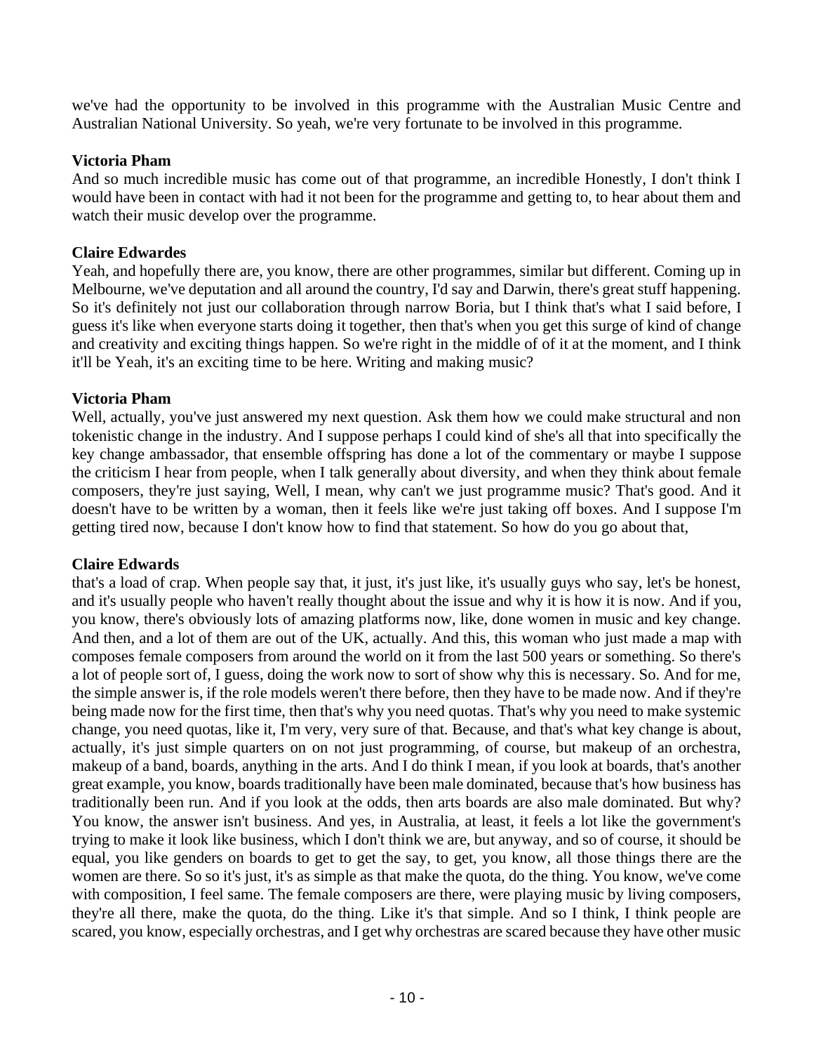we've had the opportunity to be involved in this programme with the Australian Music Centre and Australian National University. So yeah, we're very fortunate to be involved in this programme.

**Victoria Pham**
And so much incredible music has come out of that programme, an incredible Honestly, I don't think I would have been in contact with had it not been for the programme and getting to, to hear about them and watch their music develop over the programme.

**Claire Edwardes**
Yeah, and hopefully there are, you know, there are other programmes, similar but different. Coming up in Melbourne, we've deputation and all around the country, I'd say and Darwin, there's great stuff happening. So it's definitely not just our collaboration through narrow Boria, but I think that's what I said before, I guess it's like when everyone starts doing it together, then that's when you get this surge of kind of change and creativity and exciting things happen. So we're right in the middle of of it at the moment, and I think it'll be Yeah, it's an exciting time to be here. Writing and making music?

**Victoria Pham**
Well, actually, you've just answered my next question. Ask them how we could make structural and non tokenistic change in the industry. And I suppose perhaps I could kind of she's all that into specifically the key change ambassador, that ensemble offspring has done a lot of the commentary or maybe I suppose the criticism I hear from people, when I talk generally about diversity, and when they think about female composers, they're just saying, Well, I mean, why can't we just programme music? That's good. And it doesn't have to be written by a woman, then it feels like we're just taking off boxes. And I suppose I'm getting tired now, because I don't know how to find that statement. So how do you go about that,

**Claire Edwards**
that's a load of crap. When people say that, it just, it's just like, it's usually guys who say, let's be honest, and it's usually people who haven't really thought about the issue and why it is how it is now. And if you, you know, there's obviously lots of amazing platforms now, like, done women in music and key change. And then, and a lot of them are out of the UK, actually. And this, this woman who just made a map with composes female composers from around the world on it from the last 500 years or something. So there's a lot of people sort of, I guess, doing the work now to sort of show why this is necessary. So. And for me, the simple answer is, if the role models weren't there before, then they have to be made now. And if they're being made now for the first time, then that's why you need quotas. That's why you need to make systemic change, you need quotas, like it, I'm very, very sure of that. Because, and that's what key change is about, actually, it's just simple quarters on on not just programming, of course, but makeup of an orchestra, makeup of a band, boards, anything in the arts. And I do think I mean, if you look at boards, that's another great example, you know, boards traditionally have been male dominated, because that's how business has traditionally been run. And if you look at the odds, then arts boards are also male dominated. But why? You know, the answer isn't business. And yes, in Australia, at least, it feels a lot like the government's trying to make it look like business, which I don't think we are, but anyway, and so of course, it should be equal, you like genders on boards to get to get the say, to get, you know, all those things there are the women are there. So so it's just, it's as simple as that make the quota, do the thing. You know, we've come with composition, I feel same. The female composers are there, were playing music by living composers, they're all there, make the quota, do the thing. Like it's that simple. And so I think, I think people are scared, you know, especially orchestras, and I get why orchestras are scared because they have other music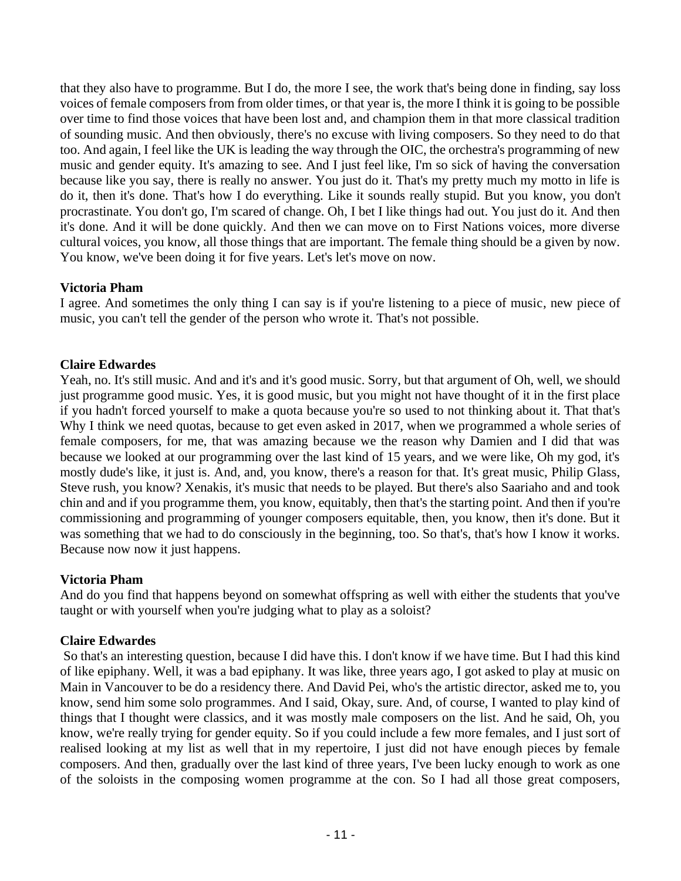that they also have to programme. But I do, the more I see, the work that's being done in finding, say loss voices of female composers from from older times, or that year is, the more I think it is going to be possible over time to find those voices that have been lost and, champion them in that more classical tradition of sounding music. And then obviously, there's no excuse with living composers. So they need to do that too. And again, I feel like the UK is leading the way through the OIC, the orchestra's programming of new music and gender equity. It's amazing to see. And I just feel like, I'm so sick of having the conversation because like you say, there is really no answer. You just do it. That's my pretty much my motto in life is do it, then it's done. That's how I do everything. Like it sounds really stupid. But you know, you don't procrastinate. You don't go, I'm scared of change. Oh, I bet I like things had out. You just do it. And then it's done. And it will be done quickly. And then we can move on to First Nations voices, more diverse cultural voices, you know, all those things that are important. The female thing should be a given by now. You know, we've been doing it for five years. Let's let's move on now.

**Victoria Pham**

I agree. And sometimes the only thing I can say is if you're listening to a piece of music, new piece of music, you can't tell the gender of the person who wrote it. That's not possible.

**Claire Edwardes**

Yeah, no. It's still music. And and it's and it's good music. Sorry, but that argument of Oh, well, we should just programme good music. Yes, it is good music, but you might not have thought of it in the first place if you hadn't forced yourself to make a quota because you're so used to not thinking about it. That that's Why I think we need quotas, because to get even asked in 2017, when we programmed a whole series of female composers, for me, that was amazing because we the reason why Damien and I did that was because we looked at our programming over the last kind of 15 years, and we were like, Oh my god, it's mostly dude's like, it just is. And, and, you know, there's a reason for that. It's great music, Philip Glass, Steve rush, you know? Xenakis, it's music that needs to be played. But there's also Saariaho and and took chin and and if you programme them, you know, equitably, then that's the starting point. And then if you're commissioning and programming of younger composers equitable, then, you know, then it's done. But it was something that we had to do consciously in the beginning, too. So that's, that's how I know it works. Because now now it just happens.

**Victoria Pham**

And do you find that happens beyond on somewhat offspring as well with either the students that you've taught or with yourself when you're judging what to play as a soloist?

**Claire Edwardes**

So that's an interesting question, because I did have this. I don't know if we have time. But I had this kind of like epiphany. Well, it was a bad epiphany. It was like, three years ago, I got asked to play at music on Main in Vancouver to be do a residency there. And David Pei, who's the artistic director, asked me to, you know, send him some solo programmes. And I said, Okay, sure. And, of course, I wanted to play kind of things that I thought were classics, and it was mostly male composers on the list. And he said, Oh, you know, we're really trying for gender equity. So if you could include a few more females, and I just sort of realised looking at my list as well that in my repertoire, I just did not have enough pieces by female composers. And then, gradually over the last kind of three years, I've been lucky enough to work as one of the soloists in the composing women programme at the con. So I had all those great composers,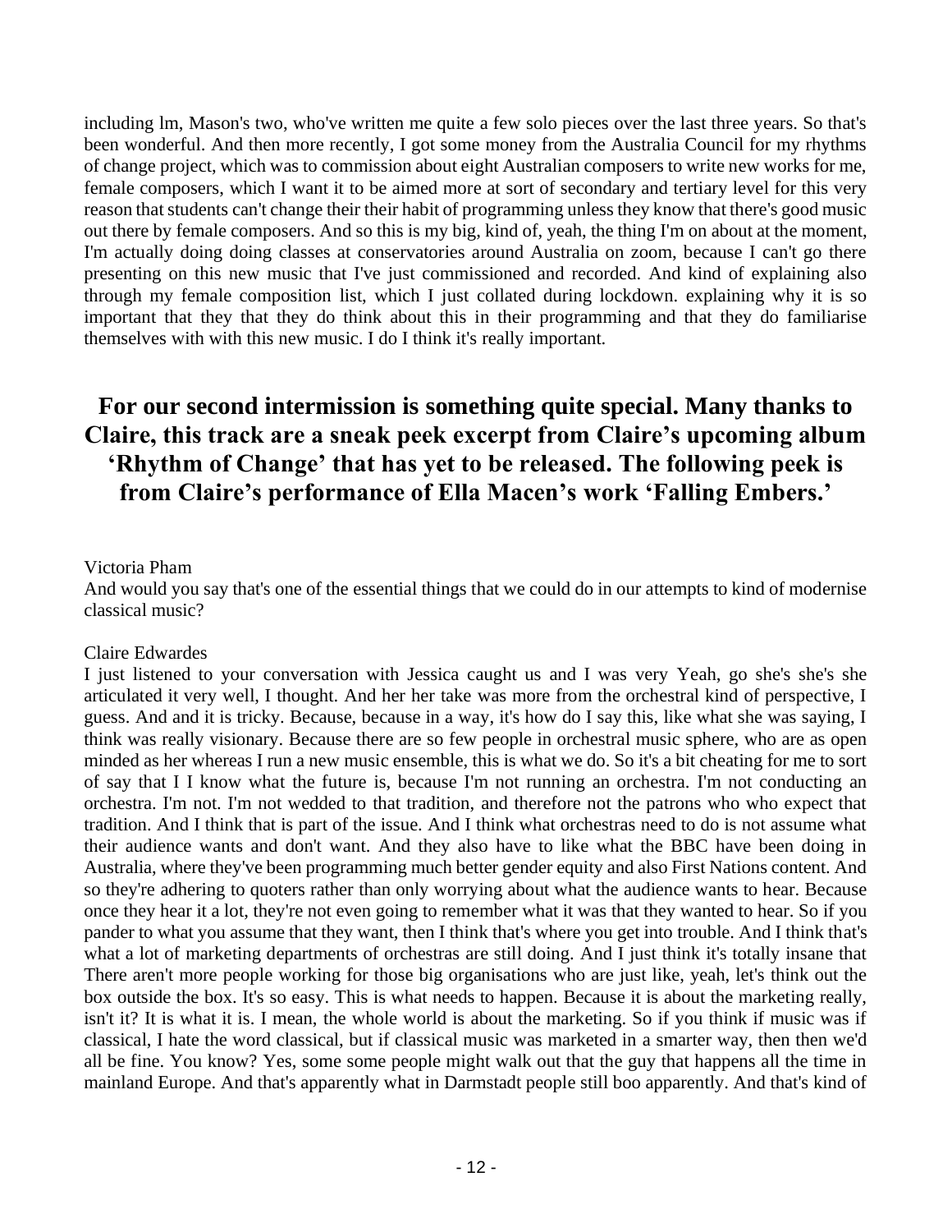including lm, Mason's two, who've written me quite a few solo pieces over the last three years. So that's been wonderful. And then more recently, I got some money from the Australia Council for my rhythms of change project, which was to commission about eight Australian composers to write new works for me, female composers, which I want it to be aimed more at sort of secondary and tertiary level for this very reason that students can't change their their habit of programming unless they know that there's good music out there by female composers. And so this is my big, kind of, yeah, the thing I'm on about at the moment, I'm actually doing doing classes at conservatories around Australia on zoom, because I can't go there presenting on this new music that I've just commissioned and recorded. And kind of explaining also through my female composition list, which I just collated during lockdown. explaining why it is so important that they that they do think about this in their programming and that they do familiarise themselves with with this new music. I do I think it's really important.

## For our second intermission is something quite special. Many thanks to Claire, this track are a sneak peek excerpt from Claire's upcoming album 'Rhythm of Change' that has yet to be released. The following peek is from Claire's performance of Ella Macen's work 'Falling Embers.'

Victoria Pham
And would you say that's one of the essential things that we could do in our attempts to kind of modernise classical music?

Claire Edwardes
I just listened to your conversation with Jessica caught us and I was very Yeah, go she's she's she articulated it very well, I thought. And her her take was more from the orchestral kind of perspective, I guess. And and it is tricky. Because, because in a way, it's how do I say this, like what she was saying, I think was really visionary. Because there are so few people in orchestral music sphere, who are as open minded as her whereas I run a new music ensemble, this is what we do. So it's a bit cheating for me to sort of say that I I know what the future is, because I'm not running an orchestra. I'm not conducting an orchestra. I'm not. I'm not wedded to that tradition, and therefore not the patrons who who expect that tradition. And I think that is part of the issue. And I think what orchestras need to do is not assume what their audience wants and don't want. And they also have to like what the BBC have been doing in Australia, where they've been programming much better gender equity and also First Nations content. And so they're adhering to quoters rather than only worrying about what the audience wants to hear. Because once they hear it a lot, they're not even going to remember what it was that they wanted to hear. So if you pander to what you assume that they want, then I think that's where you get into trouble. And I think that's what a lot of marketing departments of orchestras are still doing. And I just think it's totally insane that There aren't more people working for those big organisations who are just like, yeah, let's think out the box outside the box. It's so easy. This is what needs to happen. Because it is about the marketing really, isn't it? It is what it is. I mean, the whole world is about the marketing. So if you think if music was if classical, I hate the word classical, but if classical music was marketed in a smarter way, then then we'd all be fine. You know? Yes, some some people might walk out that the guy that happens all the time in mainland Europe. And that's apparently what in Darmstadt people still boo apparently. And that's kind of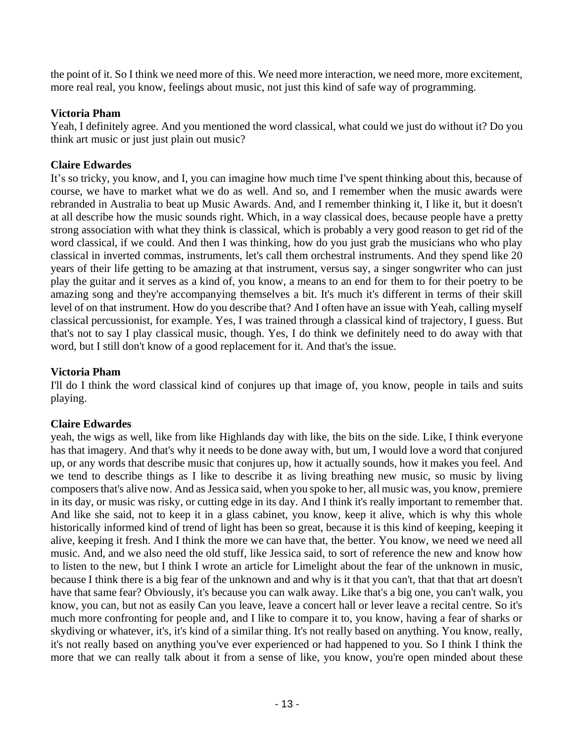the point of it. So I think we need more of this. We need more interaction, we need more, more excitement, more real real, you know, feelings about music, not just this kind of safe way of programming.

**Victoria Pham**
Yeah, I definitely agree. And you mentioned the word classical, what could we just do without it? Do you think art music or just just plain out music?

**Claire Edwardes**
It's so tricky, you know, and I, you can imagine how much time I've spent thinking about this, because of course, we have to market what we do as well. And so, and I remember when the music awards were rebranded in Australia to beat up Music Awards. And, and I remember thinking it, I like it, but it doesn't at all describe how the music sounds right. Which, in a way classical does, because people have a pretty strong association with what they think is classical, which is probably a very good reason to get rid of the word classical, if we could. And then I was thinking, how do you just grab the musicians who who play classical in inverted commas, instruments, let's call them orchestral instruments. And they spend like 20 years of their life getting to be amazing at that instrument, versus say, a singer songwriter who can just play the guitar and it serves as a kind of, you know, a means to an end for them to for their poetry to be amazing song and they're accompanying themselves a bit. It's much it's different in terms of their skill level of on that instrument. How do you describe that? And I often have an issue with Yeah, calling myself classical percussionist, for example. Yes, I was trained through a classical kind of trajectory, I guess. But that's not to say I play classical music, though. Yes, I do think we definitely need to do away with that word, but I still don't know of a good replacement for it. And that's the issue.

**Victoria Pham**
I'll do I think the word classical kind of conjures up that image of, you know, people in tails and suits playing.

**Claire Edwardes**
yeah, the wigs as well, like from like Highlands day with like, the bits on the side. Like, I think everyone has that imagery. And that's why it needs to be done away with, but um, I would love a word that conjured up, or any words that describe music that conjures up, how it actually sounds, how it makes you feel. And we tend to describe things as I like to describe it as living breathing new music, so music by living composers that's alive now. And as Jessica said, when you spoke to her, all music was, you know, premiere in its day, or music was risky, or cutting edge in its day. And I think it's really important to remember that. And like she said, not to keep it in a glass cabinet, you know, keep it alive, which is why this whole historically informed kind of trend of light has been so great, because it is this kind of keeping, keeping it alive, keeping it fresh. And I think the more we can have that, the better. You know, we need we need all music. And, and we also need the old stuff, like Jessica said, to sort of reference the new and know how to listen to the new, but I think I wrote an article for Limelight about the fear of the unknown in music, because I think there is a big fear of the unknown and and why is it that you can't, that that that art doesn't have that same fear? Obviously, it's because you can walk away. Like that's a big one, you can't walk, you know, you can, but not as easily Can you leave, leave a concert hall or lever leave a recital centre. So it's much more confronting for people and, and I like to compare it to, you know, having a fear of sharks or skydiving or whatever, it's, it's kind of a similar thing. It's not really based on anything. You know, really, it's not really based on anything you've ever experienced or had happened to you. So I think I think the more that we can really talk about it from a sense of like, you know, you're open minded about these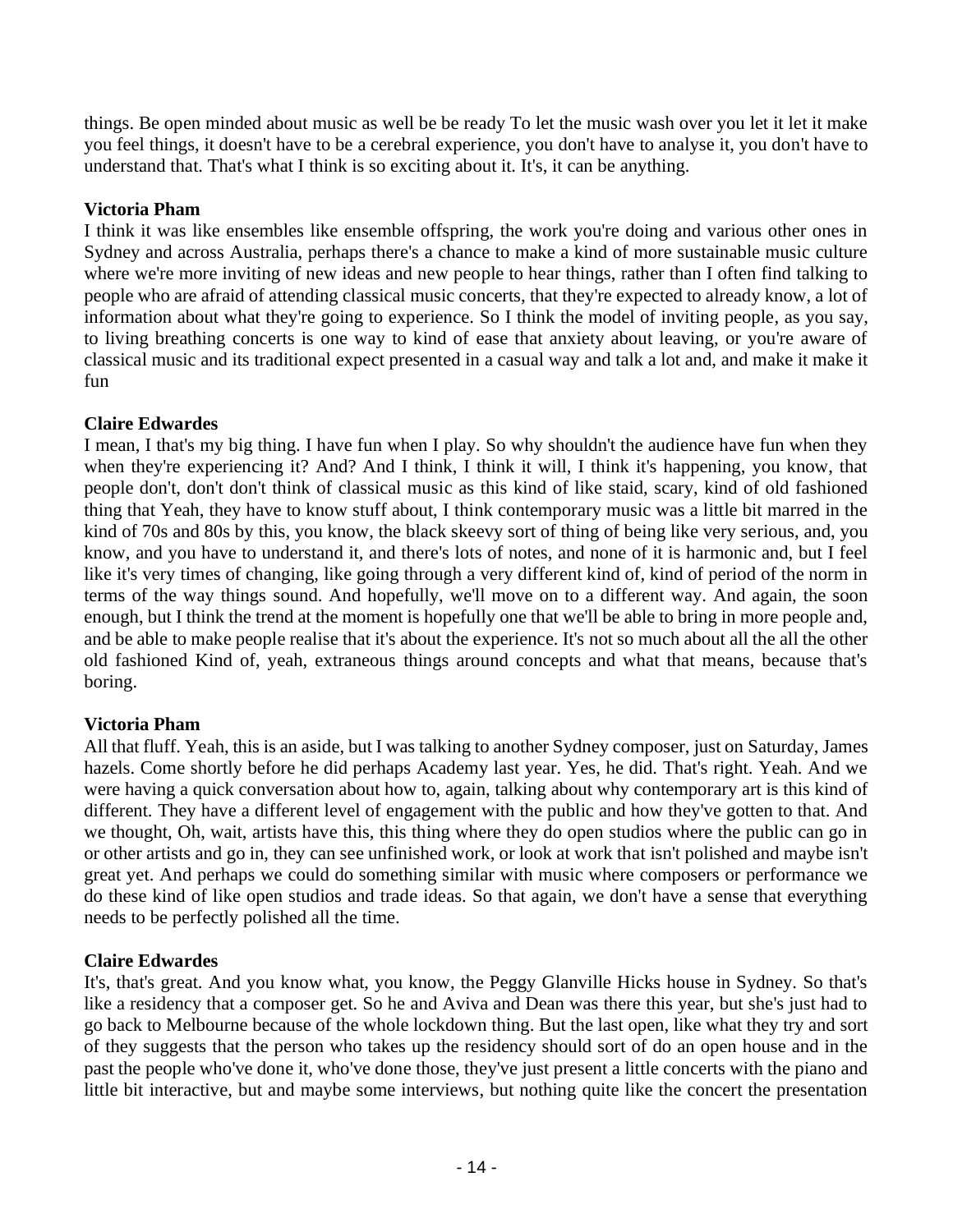things. Be open minded about music as well be be ready To let the music wash over you let it let it make you feel things, it doesn't have to be a cerebral experience, you don't have to analyse it, you don't have to understand that. That's what I think is so exciting about it. It's, it can be anything.

**Victoria Pham**
I think it was like ensembles like ensemble offspring, the work you're doing and various other ones in Sydney and across Australia, perhaps there's a chance to make a kind of more sustainable music culture where we're more inviting of new ideas and new people to hear things, rather than I often find talking to people who are afraid of attending classical music concerts, that they're expected to already know, a lot of information about what they're going to experience. So I think the model of inviting people, as you say, to living breathing concerts is one way to kind of ease that anxiety about leaving, or you're aware of classical music and its traditional expect presented in a casual way and talk a lot and, and make it make it fun

**Claire Edwardes**
I mean, I that's my big thing. I have fun when I play. So why shouldn't the audience have fun when they when they're experiencing it? And? And I think, I think it will, I think it's happening, you know, that people don't, don't don't think of classical music as this kind of like staid, scary, kind of old fashioned thing that Yeah, they have to know stuff about, I think contemporary music was a little bit marred in the kind of 70s and 80s by this, you know, the black skeevy sort of thing of being like very serious, and, you know, and you have to understand it, and there's lots of notes, and none of it is harmonic and, but I feel like it's very times of changing, like going through a very different kind of, kind of period of the norm in terms of the way things sound. And hopefully, we'll move on to a different way. And again, the soon enough, but I think the trend at the moment is hopefully one that we'll be able to bring in more people and, and be able to make people realise that it's about the experience. It's not so much about all the all the other old fashioned Kind of, yeah, extraneous things around concepts and what that means, because that's boring.

**Victoria Pham**
All that fluff. Yeah, this is an aside, but I was talking to another Sydney composer, just on Saturday, James hazels. Come shortly before he did perhaps Academy last year. Yes, he did. That's right. Yeah. And we were having a quick conversation about how to, again, talking about why contemporary art is this kind of different. They have a different level of engagement with the public and how they've gotten to that. And we thought, Oh, wait, artists have this, this thing where they do open studios where the public can go in or other artists and go in, they can see unfinished work, or look at work that isn't polished and maybe isn't great yet. And perhaps we could do something similar with music where composers or performance we do these kind of like open studios and trade ideas. So that again, we don't have a sense that everything needs to be perfectly polished all the time.

**Claire Edwardes**
It's, that's great. And you know what, you know, the Peggy Glanville Hicks house in Sydney. So that's like a residency that a composer get. So he and Aviva and Dean was there this year, but she's just had to go back to Melbourne because of the whole lockdown thing. But the last open, like what they try and sort of they suggests that the person who takes up the residency should sort of do an open house and in the past the people who've done it, who've done those, they've just present a little concerts with the piano and little bit interactive, but and maybe some interviews, but nothing quite like the concert the presentation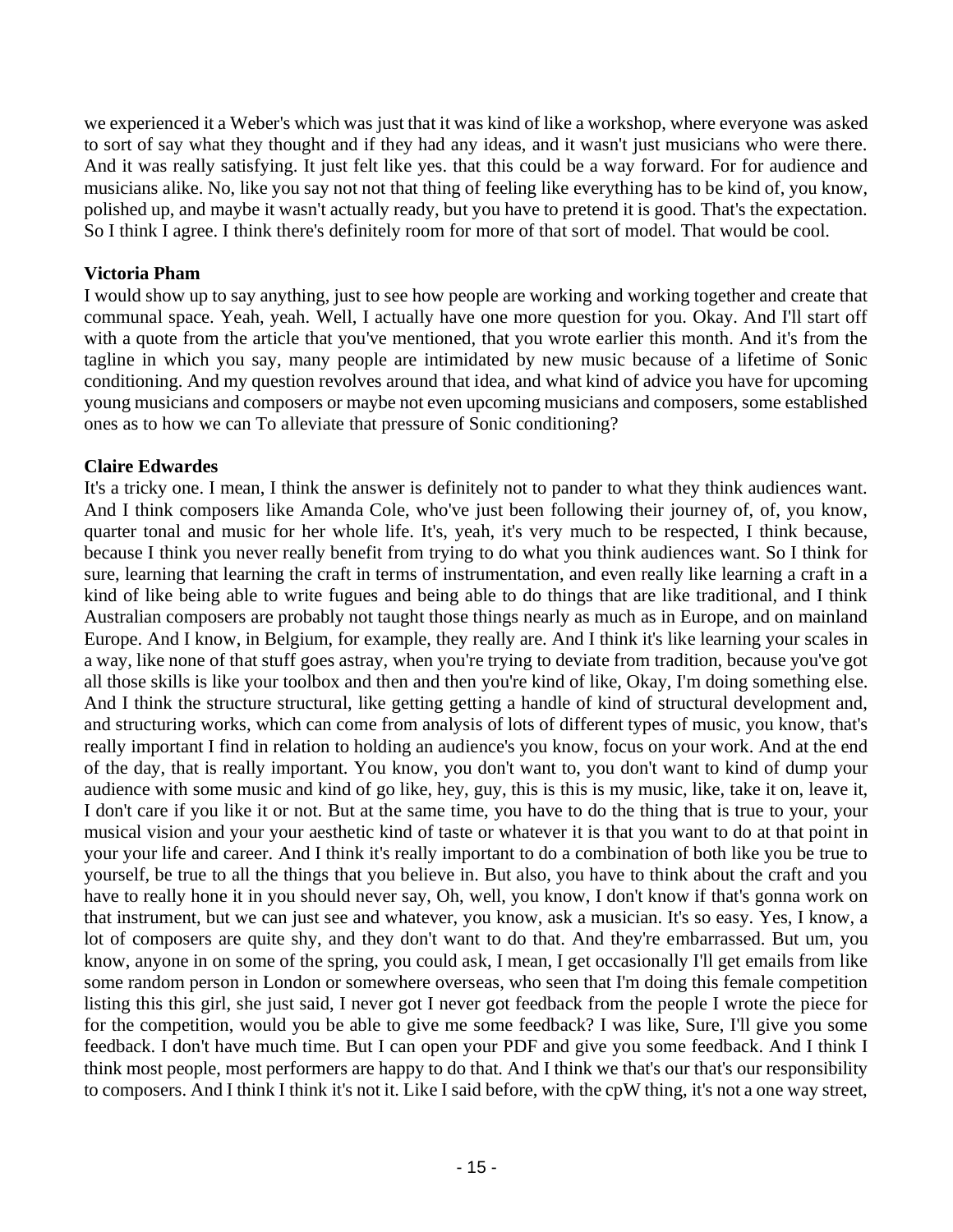we experienced it a Weber's which was just that it was kind of like a workshop, where everyone was asked to sort of say what they thought and if they had any ideas, and it wasn't just musicians who were there. And it was really satisfying. It just felt like yes. that this could be a way forward. For for audience and musicians alike. No, like you say not not that thing of feeling like everything has to be kind of, you know, polished up, and maybe it wasn't actually ready, but you have to pretend it is good. That's the expectation. So I think I agree. I think there's definitely room for more of that sort of model. That would be cool.

**Victoria Pham**
I would show up to say anything, just to see how people are working and working together and create that communal space. Yeah, yeah. Well, I actually have one more question for you. Okay. And I'll start off with a quote from the article that you've mentioned, that you wrote earlier this month. And it's from the tagline in which you say, many people are intimidated by new music because of a lifetime of Sonic conditioning. And my question revolves around that idea, and what kind of advice you have for upcoming young musicians and composers or maybe not even upcoming musicians and composers, some established ones as to how we can To alleviate that pressure of Sonic conditioning?

**Claire Edwardes**
It's a tricky one. I mean, I think the answer is definitely not to pander to what they think audiences want. And I think composers like Amanda Cole, who've just been following their journey of, of, you know, quarter tonal and music for her whole life. It's, yeah, it's very much to be respected, I think because, because I think you never really benefit from trying to do what you think audiences want. So I think for sure, learning that learning the craft in terms of instrumentation, and even really like learning a craft in a kind of like being able to write fugues and being able to do things that are like traditional, and I think Australian composers are probably not taught those things nearly as much as in Europe, and on mainland Europe. And I know, in Belgium, for example, they really are. And I think it's like learning your scales in a way, like none of that stuff goes astray, when you're trying to deviate from tradition, because you've got all those skills is like your toolbox and then and then you're kind of like, Okay, I'm doing something else. And I think the structure structural, like getting getting a handle of kind of structural development and, and structuring works, which can come from analysis of lots of different types of music, you know, that's really important I find in relation to holding an audience's you know, focus on your work. And at the end of the day, that is really important. You know, you don't want to, you don't want to kind of dump your audience with some music and kind of go like, hey, guy, this is this is my music, like, take it on, leave it, I don't care if you like it or not. But at the same time, you have to do the thing that is true to your, your musical vision and your your aesthetic kind of taste or whatever it is that you want to do at that point in your your life and career. And I think it's really important to do a combination of both like you be true to yourself, be true to all the things that you believe in. But also, you have to think about the craft and you have to really hone it in you should never say, Oh, well, you know, I don't know if that's gonna work on that instrument, but we can just see and whatever, you know, ask a musician. It's so easy. Yes, I know, a lot of composers are quite shy, and they don't want to do that. And they're embarrassed. But um, you know, anyone in on some of the spring, you could ask, I mean, I get occasionally I'll get emails from like some random person in London or somewhere overseas, who seen that I'm doing this female competition listing this this girl, she just said, I never got I never got feedback from the people I wrote the piece for for the competition, would you be able to give me some feedback? I was like, Sure, I'll give you some feedback. I don't have much time. But I can open your PDF and give you some feedback. And I think I think most people, most performers are happy to do that. And I think we that's our that's our responsibility to composers. And I think I think it's not it. Like I said before, with the cpW thing, it's not a one way street,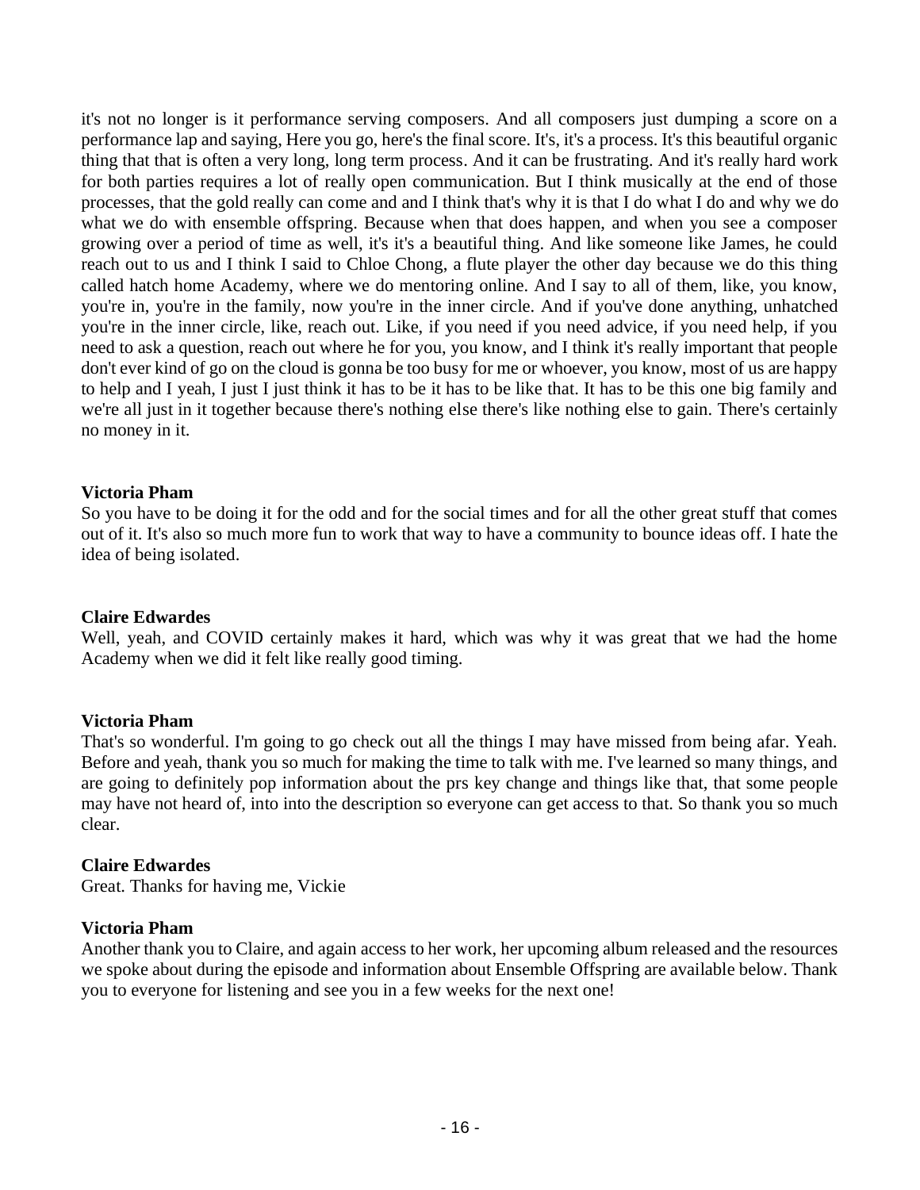it's not no longer is it performance serving composers. And all composers just dumping a score on a performance lap and saying, Here you go, here's the final score. It's, it's a process. It's this beautiful organic thing that that is often a very long, long term process. And it can be frustrating. And it's really hard work for both parties requires a lot of really open communication. But I think musically at the end of those processes, that the gold really can come and and I think that's why it is that I do what I do and why we do what we do with ensemble offspring. Because when that does happen, and when you see a composer growing over a period of time as well, it's it's a beautiful thing. And like someone like James, he could reach out to us and I think I said to Chloe Chong, a flute player the other day because we do this thing called hatch home Academy, where we do mentoring online. And I say to all of them, like, you know, you're in, you're in the family, now you're in the inner circle. And if you've done anything, unhatched you're in the inner circle, like, reach out. Like, if you need if you need advice, if you need help, if you need to ask a question, reach out where he for you, you know, and I think it's really important that people don't ever kind of go on the cloud is gonna be too busy for me or whoever, you know, most of us are happy to help and I yeah, I just I just think it has to be it has to be like that. It has to be this one big family and we're all just in it together because there's nothing else there's like nothing else to gain. There's certainly no money in it.

**Victoria Pham**
So you have to be doing it for the odd and for the social times and for all the other great stuff that comes out of it. It's also so much more fun to work that way to have a community to bounce ideas off. I hate the idea of being isolated.

**Claire Edwardes**
Well, yeah, and COVID certainly makes it hard, which was why it was great that we had the home Academy when we did it felt like really good timing.

**Victoria Pham**
That's so wonderful. I'm going to go check out all the things I may have missed from being afar. Yeah. Before and yeah, thank you so much for making the time to talk with me. I've learned so many things, and are going to definitely pop information about the prs key change and things like that, that some people may have not heard of, into into the description so everyone can get access to that. So thank you so much clear.

**Claire Edwardes**
Great. Thanks for having me, Vickie

**Victoria Pham**
Another thank you to Claire, and again access to her work, her upcoming album released and the resources we spoke about during the episode and information about Ensemble Offspring are available below. Thank you to everyone for listening and see you in a few weeks for the next one!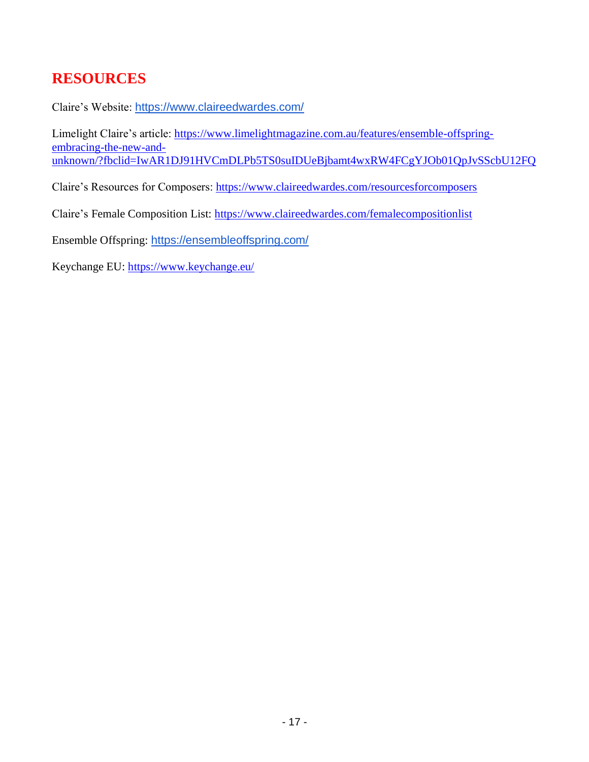# RESOURCES

Claire's Website: https://www.claireedwardes.com/

Limelight Claire's article: https://www.limelightmagazine.com.au/features/ensemble-offspring-embracing-the-new-and-unknown/?fbclid=IwAR1DJ91HVCmDLPb5TS0suIDUeBjbamt4wxRW4FCgYJOb01QpJvSScbU12FQ

Claire's Resources for Composers: https://www.claireedwardes.com/resourcesforcomposers

Claire's Female Composition List: https://www.claireedwardes.com/femalecompositionlist

Ensemble Offspring: https://ensembleoffspring.com/

Keychange EU: https://www.keychange.eu/